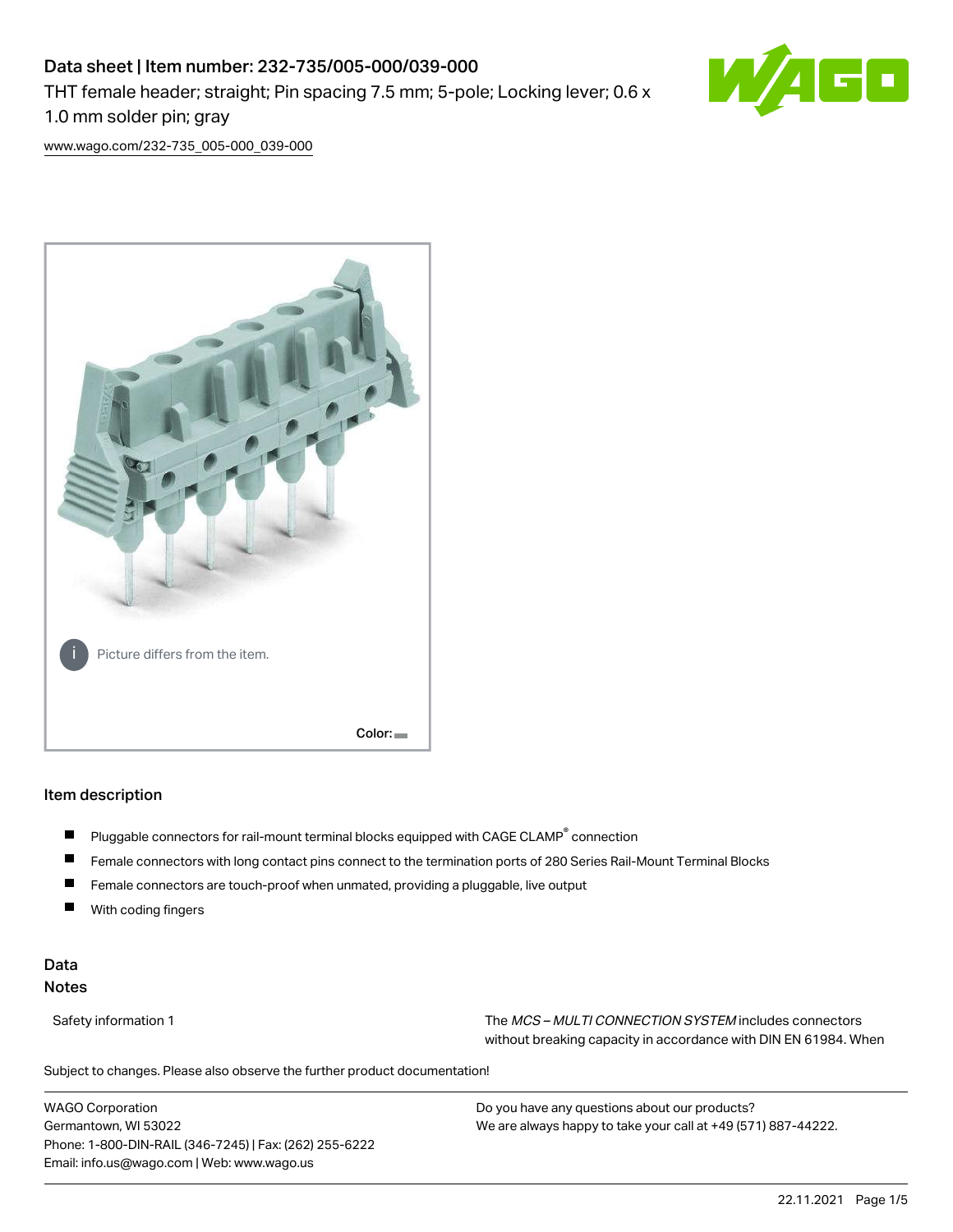# Data sheet | Item number: 232-735/005-000/039-000

THT female header; straight; Pin spacing 7.5 mm; 5-pole; Locking lever; 0.6 x 1.0 mm solder pin; gray

www.wago.com/232-735_005-000_039-000

Picture differs from the item.

Color:

## Item description

- Pluggable connectors for rail-mount terminal blocks equipped with CAGE CLAMP® connection
- Female connectors with long contact pins connect to the termination ports of 280 Series Rail-Mount Terminal Blocks
- Female connectors are touch-proof when unmated, providing a pluggable, live output
- With coding fingers

## Data

### Notes

| | |
|---|---|
| Safety information 1 | The *MCS – MULTI CONNECTION SYSTEM* includes connectors without breaking capacity in accordance with DIN EN 61984. When |

Subject to changes. Please also observe the further product documentation!

WAGO Corporation
Germantown, WI 53022
Phone: 1-800-DIN-RAIL (346-7245) | Fax: (262) 255-6222
Email: info.us@wago.com | Web: www.wago.us

Do you have any questions about our products?
We are always happy to take your call at +49 (571) 887-44222.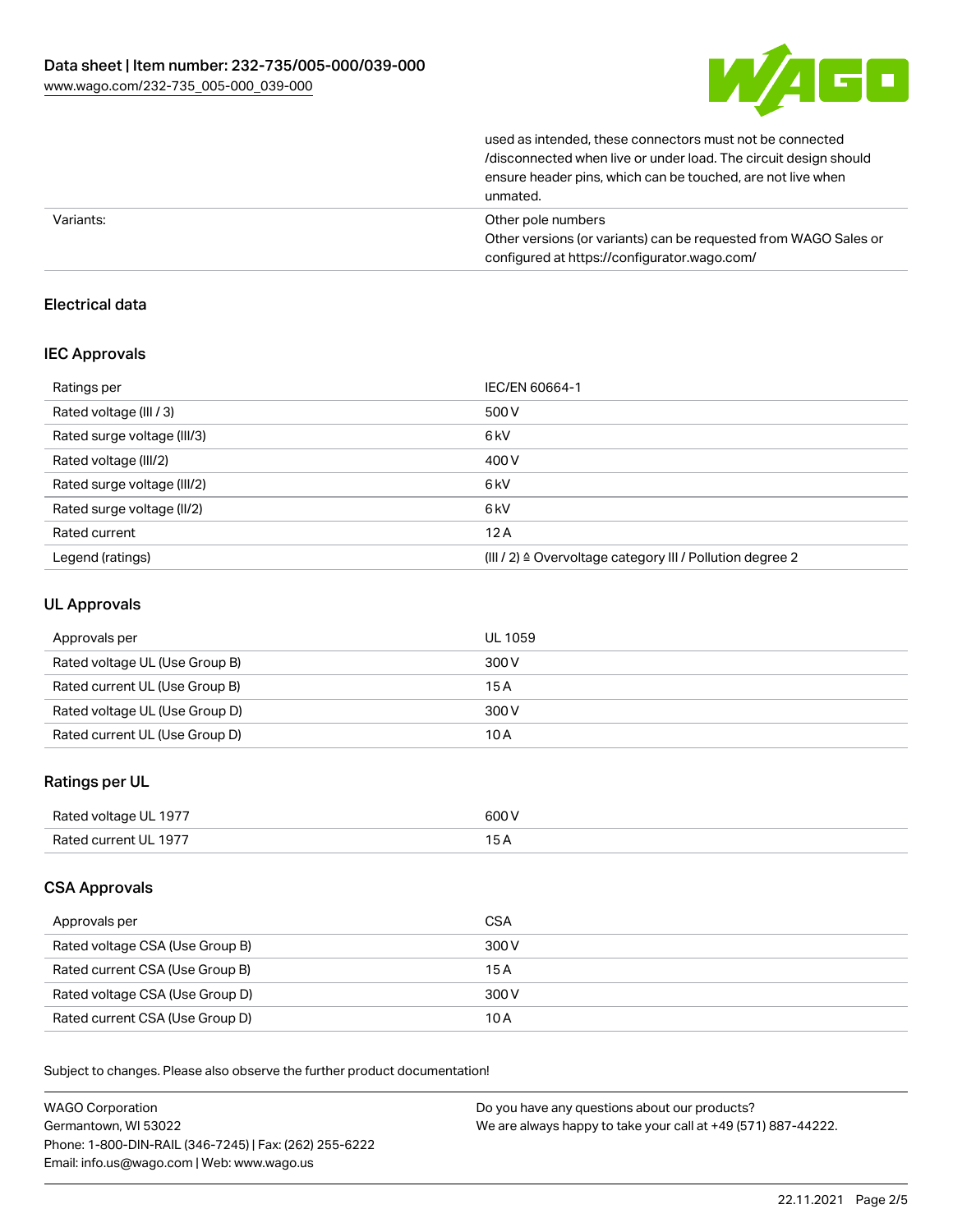| | |
|---|---|
| | used as intended, these connectors must not be connected /disconnected when live or under load. The circuit design should ensure header pins, which can be touched, are not live when unmated. |
| Variants: | Other pole numbers<br>Other versions (or variants) can be requested from WAGO Sales or configured at https://configurator.wago.com/ |

## Electrical data

### IEC Approvals

| | |
|---|---|
| Ratings per | IEC/EN 60664-1 |
| Rated voltage (III / 3) | 500 V |
| Rated surge voltage (III/3) | 6 kV |
| Rated voltage (III/2) | 400 V |
| Rated surge voltage (III/2) | 6 kV |
| Rated surge voltage (II/2) | 6 kV |
| Rated current | 12 A |
| Legend (ratings) | (III / 2) ≙ Overvoltage category III / Pollution degree 2 |

### UL Approvals

| | |
|---|---|
| Approvals per | UL 1059 |
| Rated voltage UL (Use Group B) | 300 V |
| Rated current UL (Use Group B) | 15 A |
| Rated voltage UL (Use Group D) | 300 V |
| Rated current UL (Use Group D) | 10 A |

### Ratings per UL

| | |
|---|---|
| Rated voltage UL 1977 | 600 V |
| Rated current UL 1977 | 15 A |

### CSA Approvals

| | |
|---|---|
| Approvals per | CSA |
| Rated voltage CSA (Use Group B) | 300 V |
| Rated current CSA (Use Group B) | 15 A |
| Rated voltage CSA (Use Group D) | 300 V |
| Rated current CSA (Use Group D) | 10 A |

Subject to changes. Please also observe the further product documentation!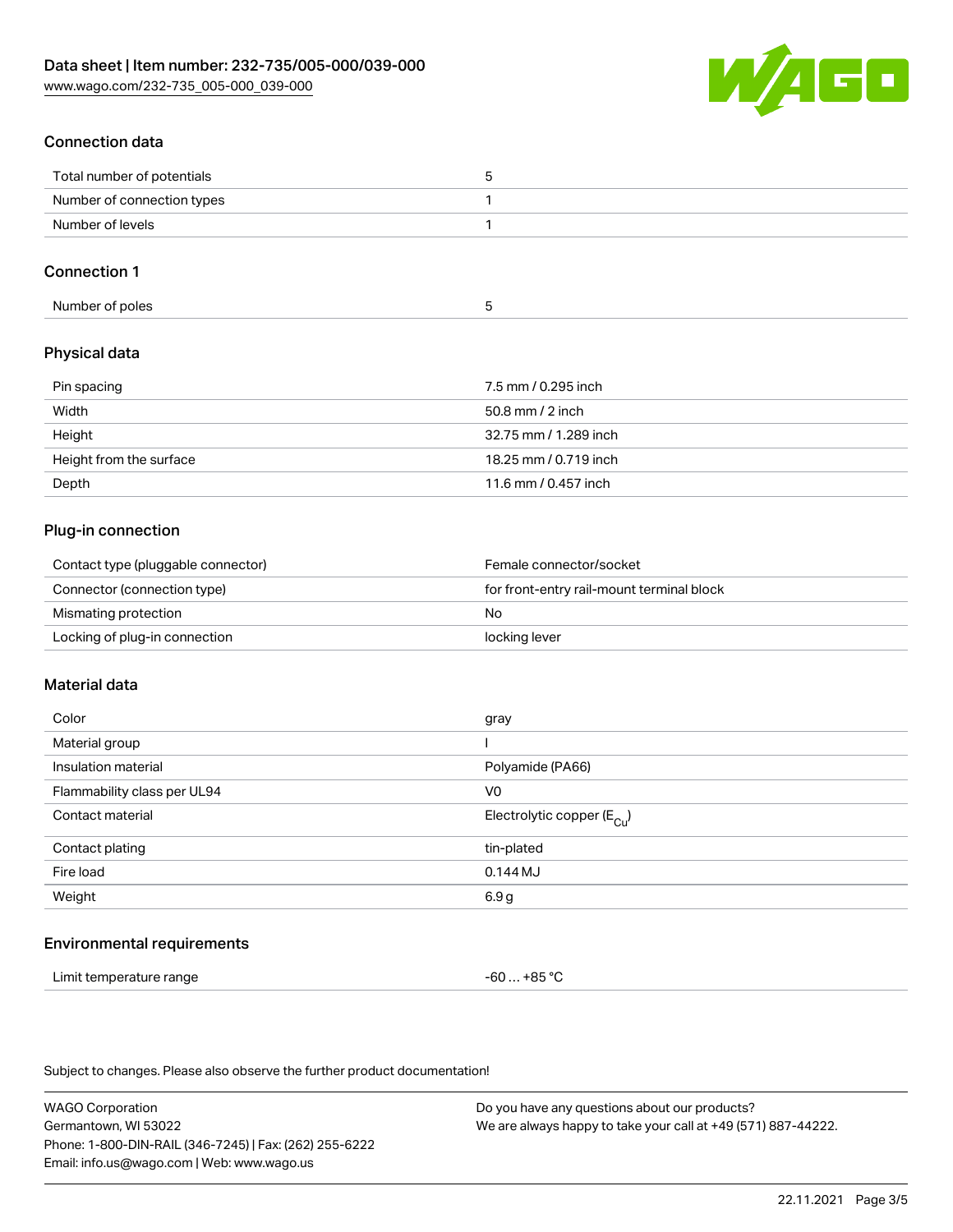## Connection data

| | |
|---|---|
| Total number of potentials | 5 |
| Number of connection types | 1 |
| Number of levels | 1 |

## Connection 1

| | |
|---|---|
| Number of poles | 5 |

## Physical data

| | |
|---|---|
| Pin spacing | 7.5 mm / 0.295 inch |
| Width | 50.8 mm / 2 inch |
| Height | 32.75 mm / 1.289 inch |
| Height from the surface | 18.25 mm / 0.719 inch |
| Depth | 11.6 mm / 0.457 inch |

## Plug-in connection

| | |
|---|---|
| Contact type (pluggable connector) | Female connector/socket |
| Connector (connection type) | for front-entry rail-mount terminal block |
| Mismating protection | No |
| Locking of plug-in connection | locking lever |

## Material data

| | |
|---|---|
| Color | gray |
| Material group | I |
| Insulation material | Polyamide (PA66) |
| Flammability class per UL94 | V0 |
| Contact material | Electrolytic copper ($E_{Cu}$) |
| Contact plating | tin-plated |
| Fire load | 0.144 MJ |
| Weight | 6.9 g |

## Environmental requirements

| | |
|---|---|
| Limit temperature range | -60 … +85 °C |

Subject to changes. Please also observe the further product documentation!

WAGO Corporation
Germantown, WI 53022
Phone: 1-800-DIN-RAIL (346-7245) | Fax: (262) 255-6222
Email: info.us@wago.com | Web: www.wago.us

Do you have any questions about our products?
We are always happy to take your call at +49 (571) 887-44222.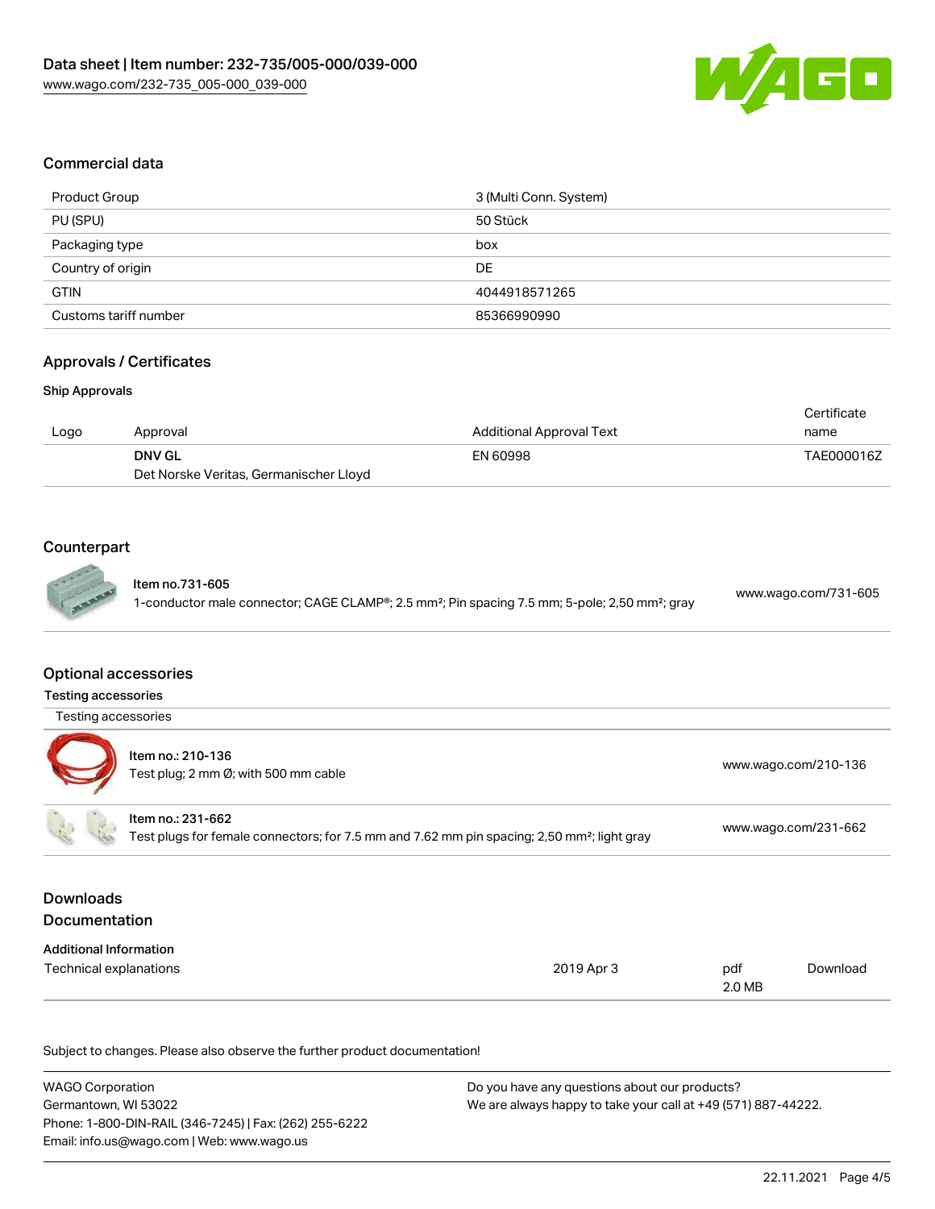## Commercial data

| | |
|---|---|
| Product Group | 3 (Multi Conn. System) |
| PU (SPU) | 50 Stück |
| Packaging type | box |
| Country of origin | DE |
| GTIN | 4044918571265 |
| Customs tariff number | 85366990990 |

## Approvals / Certificates

### Ship Approvals

| Logo | Approval | Additional Approval Text | Certificate name |
|---|---|---|---|
| | **DNV GL** Det Norske Veritas, Germanischer Lloyd | EN 60998 | TAE000016Z |

## Counterpart

| | |
|---|---|
| **Item no.731-605** 1-conductor male connector; CAGE CLAMP®; 2.5 mm²; Pin spacing 7.5 mm; 5-pole; 2,50 mm²; gray | www.wago.com/731-605 |

## Optional accessories

### Testing accessories

| Testing accessories | |
|---|---|
| Item no.: 210-136 Test plug; 2 mm Ø; with 500 mm cable | www.wago.com/210-136 |
| Item no.: 231-662 Test plugs for female connectors; for 7.5 mm and 7.62 mm pin spacing; 2,50 mm²; light gray | www.wago.com/231-662 |

## Downloads

## Documentation

### Additional Information

| | | | |
|---|---|---|---|
| Technical explanations | 2019 Apr 3 | pdf 2.0 MB | Download |

Subject to changes. Please also observe the further product documentation!

WAGO Corporation
Germantown, WI 53022
Phone: 1-800-DIN-RAIL (346-7245) | Fax: (262) 255-6222
Email: info.us@wago.com | Web: www.wago.us

Do you have any questions about our products?
We are always happy to take your call at +49 (571) 887-44222.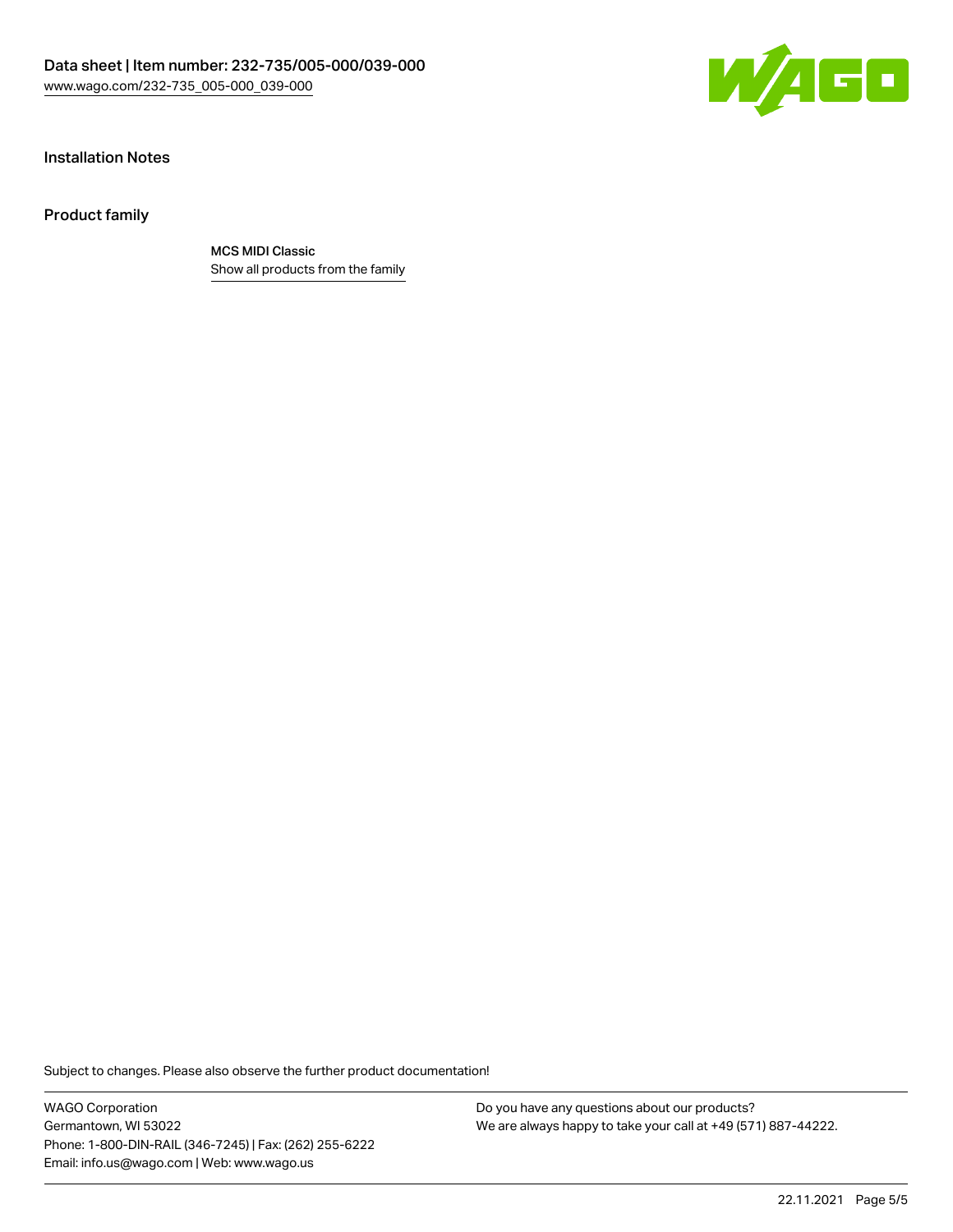## Installation Notes

## Product family

**MCS MIDI Classic**
Show all products from the family

Subject to changes. Please also observe the further product documentation!

WAGO Corporation
Germantown, WI 53022
Phone: 1-800-DIN-RAIL (346-7245) | Fax: (262) 255-6222
Email: info.us@wago.com | Web: www.wago.us

Do you have any questions about our products?
We are always happy to take your call at +49 (571) 887-44222.